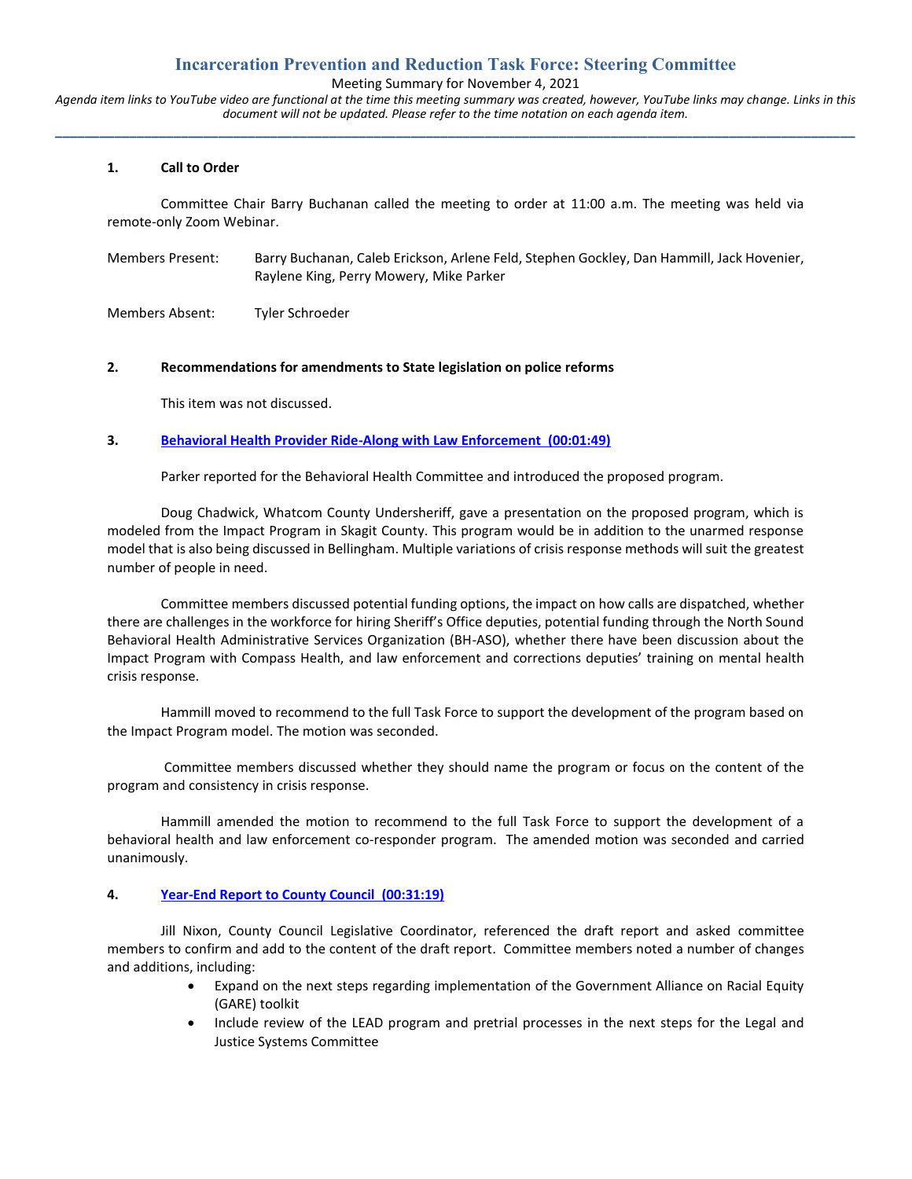# Incarceration Prevention and Reduction Task Force: Steering Committee

Meeting Summary for November 4, 2021

*Agenda item links to YouTube video are functional at the time this meeting summary was created, however, YouTube links may change. Links in this document will not be updated. Please refer to the time notation on each agenda item.*

---

**1. Call to Order**

Committee Chair Barry Buchanan called the meeting to order at 11:00 a.m. The meeting was held via remote-only Zoom Webinar.

Members Present: Barry Buchanan, Caleb Erickson, Arlene Feld, Stephen Gockley, Dan Hammill, Jack Hovenier, Raylene King, Perry Mowery, Mike Parker

Members Absent: Tyler Schroeder

**2. Recommendations for amendments to State legislation on police reforms**

This item was not discussed.

**3. Behavioral Health Provider Ride-Along with Law Enforcement (00:01:49)**

Parker reported for the Behavioral Health Committee and introduced the proposed program.

Doug Chadwick, Whatcom County Undersheriff, gave a presentation on the proposed program, which is modeled from the Impact Program in Skagit County. This program would be in addition to the unarmed response model that is also being discussed in Bellingham. Multiple variations of crisis response methods will suit the greatest number of people in need.

Committee members discussed potential funding options, the impact on how calls are dispatched, whether there are challenges in the workforce for hiring Sheriff's Office deputies, potential funding through the North Sound Behavioral Health Administrative Services Organization (BH-ASO), whether there have been discussion about the Impact Program with Compass Health, and law enforcement and corrections deputies' training on mental health crisis response.

Hammill moved to recommend to the full Task Force to support the development of the program based on the Impact Program model. The motion was seconded.

Committee members discussed whether they should name the program or focus on the content of the program and consistency in crisis response.

Hammill amended the motion to recommend to the full Task Force to support the development of a behavioral health and law enforcement co-responder program. The amended motion was seconded and carried unanimously.

**4. Year-End Report to County Council (00:31:19)**

Jill Nixon, County Council Legislative Coordinator, referenced the draft report and asked committee members to confirm and add to the content of the draft report. Committee members noted a number of changes and additions, including:

- Expand on the next steps regarding implementation of the Government Alliance on Racial Equity (GARE) toolkit
- Include review of the LEAD program and pretrial processes in the next steps for the Legal and Justice Systems Committee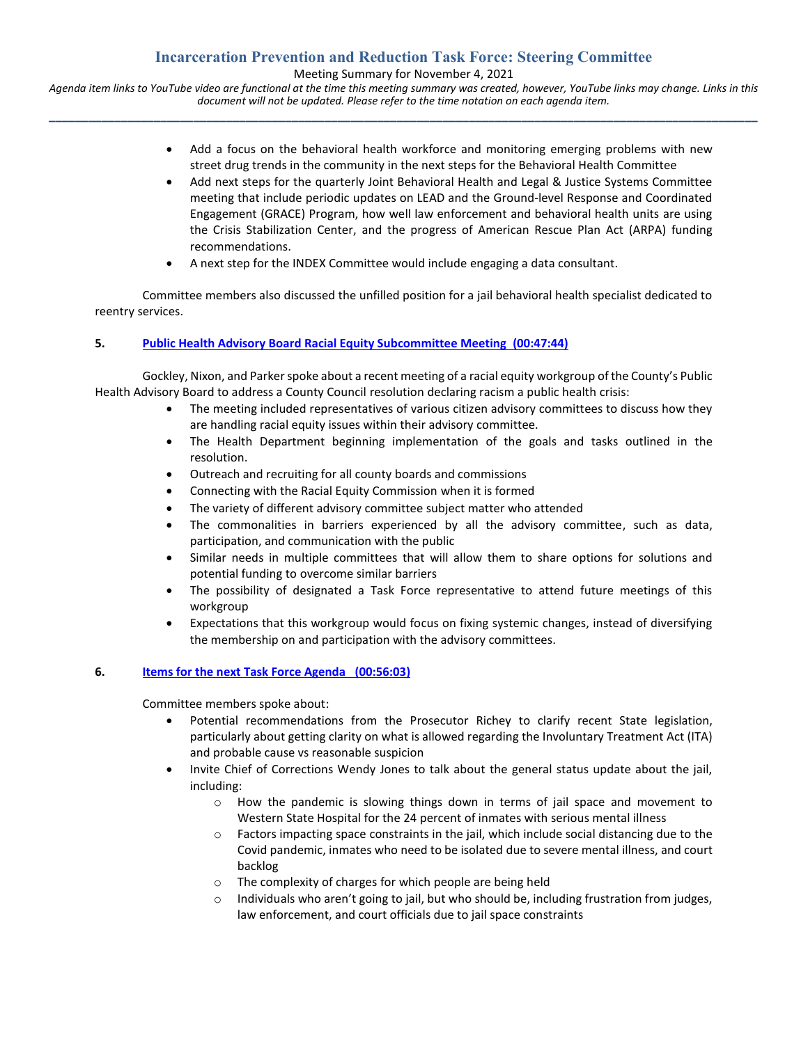- Add a focus on the behavioral health workforce and monitoring emerging problems with new street drug trends in the community in the next steps for the Behavioral Health Committee
- Add next steps for the quarterly Joint Behavioral Health and Legal & Justice Systems Committee meeting that include periodic updates on LEAD and the Ground-level Response and Coordinated Engagement (GRACE) Program, how well law enforcement and behavioral health units are using the Crisis Stabilization Center, and the progress of American Rescue Plan Act (ARPA) funding recommendations.
- A next step for the INDEX Committee would include engaging a data consultant.

Committee members also discussed the unfilled position for a jail behavioral health specialist dedicated to reentry services.

**5. Public Health Advisory Board Racial Equity Subcommittee Meeting (00:47:44)**

Gockley, Nixon, and Parker spoke about a recent meeting of a racial equity workgroup of the County's Public Health Advisory Board to address a County Council resolution declaring racism a public health crisis:

- The meeting included representatives of various citizen advisory committees to discuss how they are handling racial equity issues within their advisory committee.
- The Health Department beginning implementation of the goals and tasks outlined in the resolution.
- Outreach and recruiting for all county boards and commissions
- Connecting with the Racial Equity Commission when it is formed
- The variety of different advisory committee subject matter who attended
- The commonalities in barriers experienced by all the advisory committee, such as data, participation, and communication with the public
- Similar needs in multiple committees that will allow them to share options for solutions and potential funding to overcome similar barriers
- The possibility of designated a Task Force representative to attend future meetings of this workgroup
- Expectations that this workgroup would focus on fixing systemic changes, instead of diversifying the membership on and participation with the advisory committees.

**6. Items for the next Task Force Agenda (00:56:03)**

Committee members spoke about:

- Potential recommendations from the Prosecutor Richey to clarify recent State legislation, particularly about getting clarity on what is allowed regarding the Involuntary Treatment Act (ITA) and probable cause vs reasonable suspicion
- Invite Chief of Corrections Wendy Jones to talk about the general status update about the jail, including:
  - How the pandemic is slowing things down in terms of jail space and movement to Western State Hospital for the 24 percent of inmates with serious mental illness
  - Factors impacting space constraints in the jail, which include social distancing due to the Covid pandemic, inmates who need to be isolated due to severe mental illness, and court backlog
  - The complexity of charges for which people are being held
  - Individuals who aren't going to jail, but who should be, including frustration from judges, law enforcement, and court officials due to jail space constraints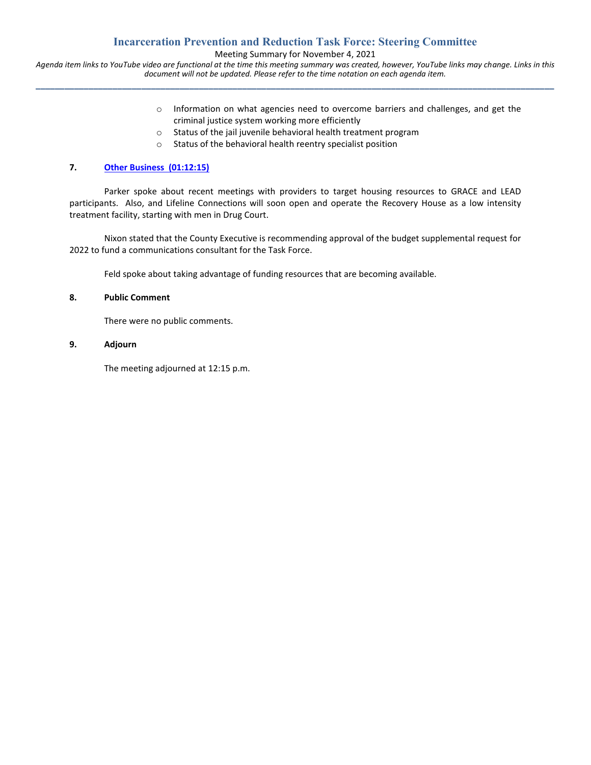- Information on what agencies need to overcome barriers and challenges, and get the criminal justice system working more efficiently
- Status of the jail juvenile behavioral health treatment program
- Status of the behavioral health reentry specialist position

**7. Other Business (01:12:15)**

Parker spoke about recent meetings with providers to target housing resources to GRACE and LEAD participants. Also, and Lifeline Connections will soon open and operate the Recovery House as a low intensity treatment facility, starting with men in Drug Court.

Nixon stated that the County Executive is recommending approval of the budget supplemental request for 2022 to fund a communications consultant for the Task Force.

Feld spoke about taking advantage of funding resources that are becoming available.

**8. Public Comment**

There were no public comments.

**9. Adjourn**

The meeting adjourned at 12:15 p.m.